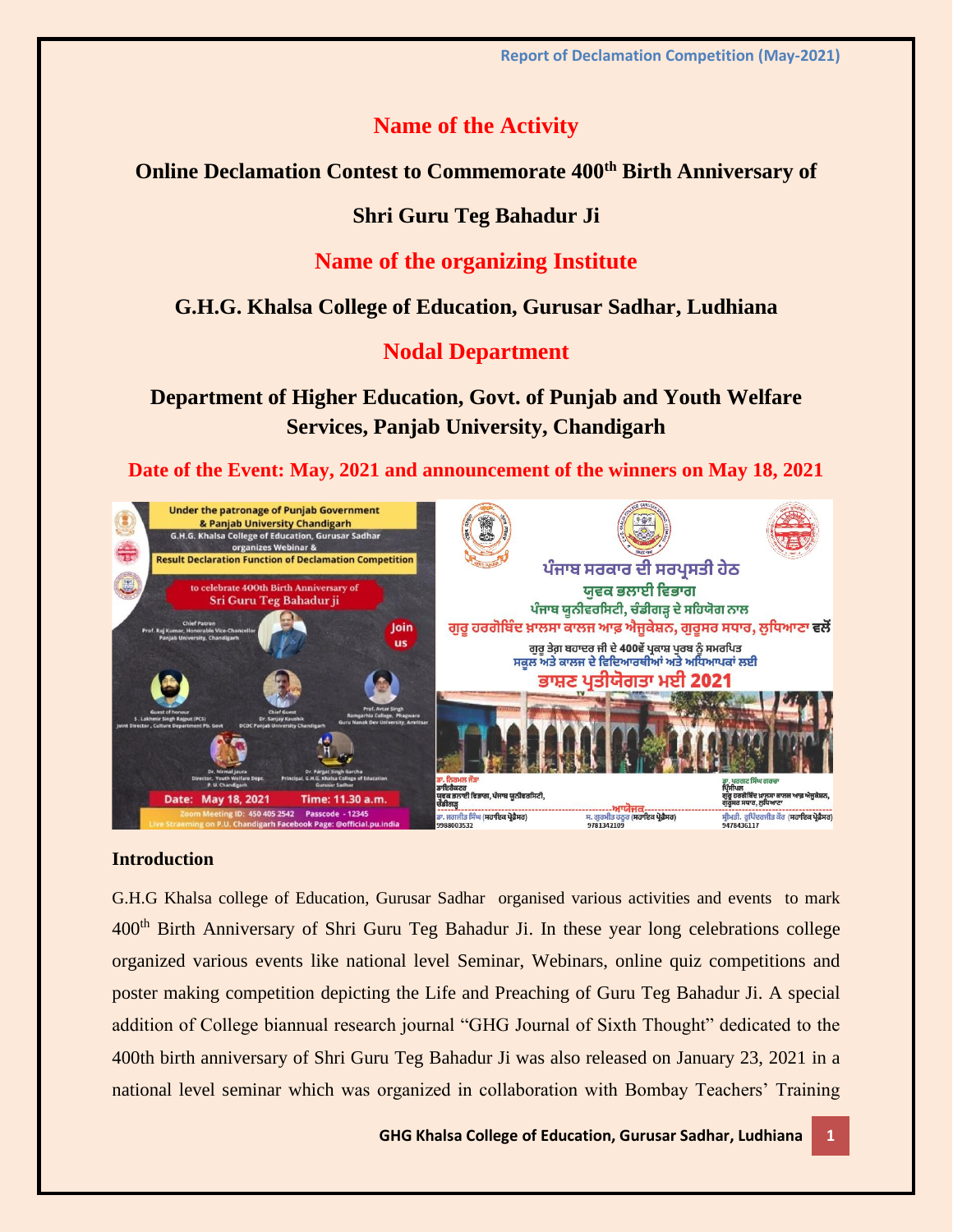# Name of the Activity

## Online Declamation Contest to Commemorate 400th Birth Anniversary of Shri Guru Teg Bahadur Ji

# Name of the organizing Institute

## G.H.G. Khalsa College of Education, Gurusar Sadhar, Ludhiana

# Nodal Department

## Department of Higher Education, Govt. of Punjab and Youth Welfare Services, Panjab University, Chandigarh

**Date of the Event: May, 2021 and announcement of the winners on May 18, 2021**

**Introduction**

G.H.G Khalsa college of Education, Gurusar Sadhar organised various activities and events to mark 400th Birth Anniversary of Shri Guru Teg Bahadur Ji. In these year long celebrations college organized various events like national level Seminar, Webinars, online quiz competitions and poster making competition depicting the Life and Preaching of Guru Teg Bahadur Ji. A special addition of College biannual research journal "GHG Journal of Sixth Thought" dedicated to the 400th birth anniversary of Shri Guru Teg Bahadur Ji was also released on January 23, 2021 in a national level seminar which was organized in collaboration with Bombay Teachers' Training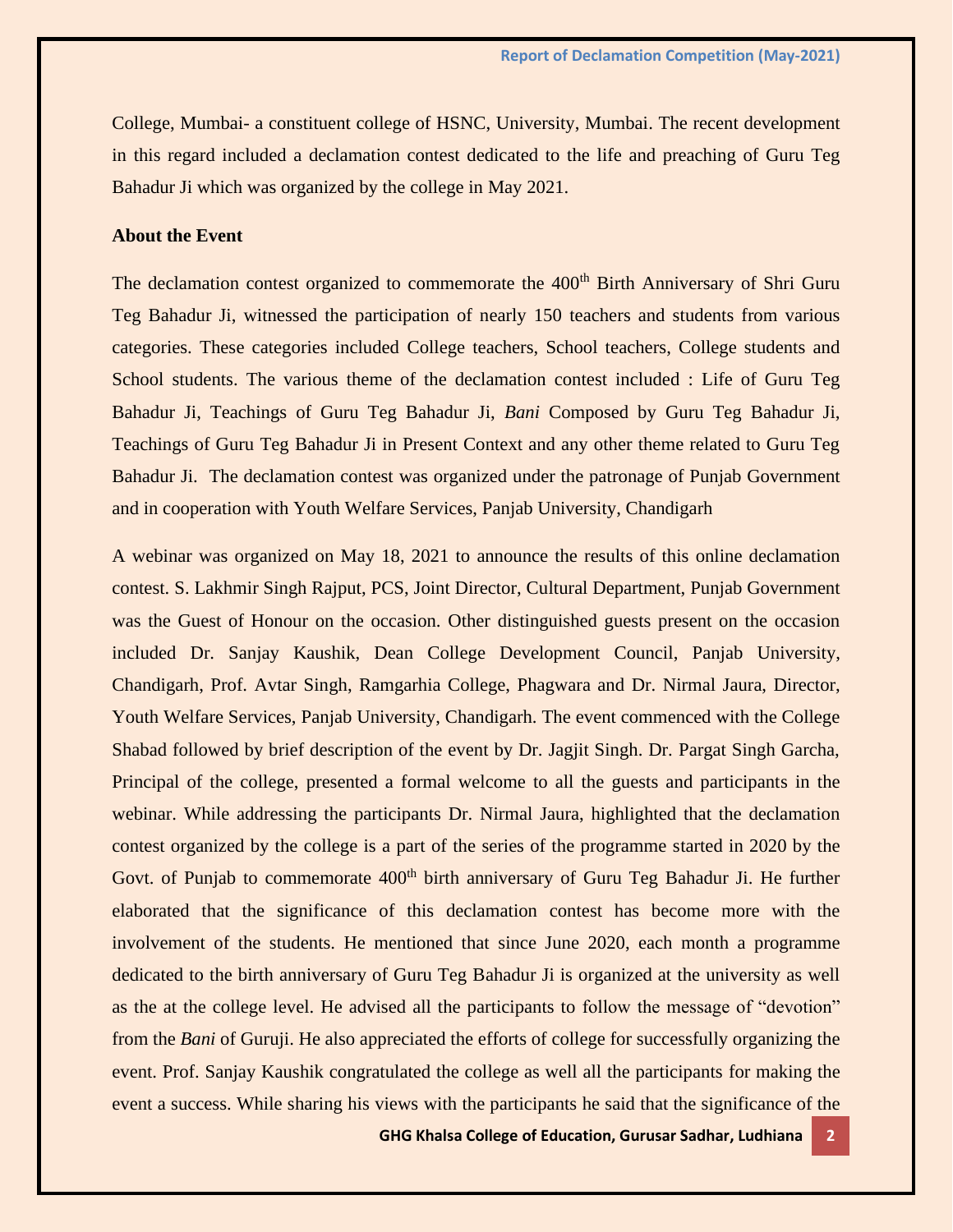College, Mumbai- a constituent college of HSNC, University, Mumbai. The recent development in this regard included a declamation contest dedicated to the life and preaching of Guru Teg Bahadur Ji which was organized by the college in May 2021.

**About the Event**

The declamation contest organized to commemorate the 400th Birth Anniversary of Shri Guru Teg Bahadur Ji, witnessed the participation of nearly 150 teachers and students from various categories. These categories included College teachers, School teachers, College students and School students. The various theme of the declamation contest included : Life of Guru Teg Bahadur Ji, Teachings of Guru Teg Bahadur Ji, *Bani* Composed by Guru Teg Bahadur Ji, Teachings of Guru Teg Bahadur Ji in Present Context and any other theme related to Guru Teg Bahadur Ji. The declamation contest was organized under the patronage of Punjab Government and in cooperation with Youth Welfare Services, Panjab University, Chandigarh

A webinar was organized on May 18, 2021 to announce the results of this online declamation contest. S. Lakhmir Singh Rajput, PCS, Joint Director, Cultural Department, Punjab Government was the Guest of Honour on the occasion. Other distinguished guests present on the occasion included Dr. Sanjay Kaushik, Dean College Development Council, Panjab University, Chandigarh, Prof. Avtar Singh, Ramgarhia College, Phagwara and Dr. Nirmal Jaura, Director, Youth Welfare Services, Panjab University, Chandigarh. The event commenced with the College Shabad followed by brief description of the event by Dr. Jagjit Singh. Dr. Pargat Singh Garcha, Principal of the college, presented a formal welcome to all the guests and participants in the webinar. While addressing the participants Dr. Nirmal Jaura, highlighted that the declamation contest organized by the college is a part of the series of the programme started in 2020 by the Govt. of Punjab to commemorate 400th birth anniversary of Guru Teg Bahadur Ji. He further elaborated that the significance of this declamation contest has become more with the involvement of the students. He mentioned that since June 2020, each month a programme dedicated to the birth anniversary of Guru Teg Bahadur Ji is organized at the university as well as the at the college level. He advised all the participants to follow the message of "devotion" from the *Bani* of Guruji. He also appreciated the efforts of college for successfully organizing the event. Prof. Sanjay Kaushik congratulated the college as well all the participants for making the event a success. While sharing his views with the participants he said that the significance of the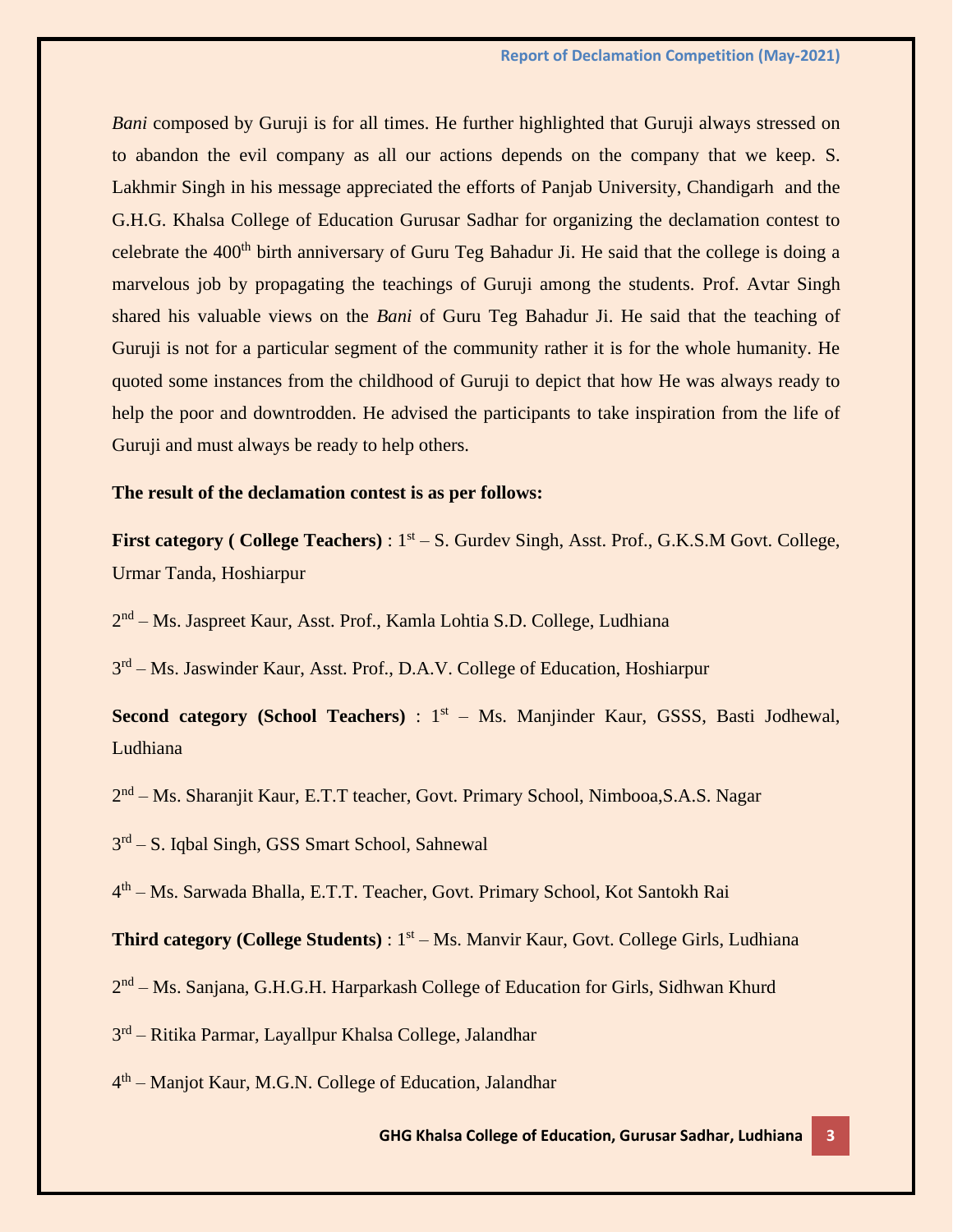*Bani* composed by Guruji is for all times. He further highlighted that Guruji always stressed on to abandon the evil company as all our actions depends on the company that we keep. S. Lakhmir Singh in his message appreciated the efforts of Panjab University, Chandigarh and the G.H.G. Khalsa College of Education Gurusar Sadhar for organizing the declamation contest to celebrate the 400th birth anniversary of Guru Teg Bahadur Ji. He said that the college is doing a marvelous job by propagating the teachings of Guruji among the students. Prof. Avtar Singh shared his valuable views on the *Bani* of Guru Teg Bahadur Ji. He said that the teaching of Guruji is not for a particular segment of the community rather it is for the whole humanity. He quoted some instances from the childhood of Guruji to depict that how He was always ready to help the poor and downtrodden. He advised the participants to take inspiration from the life of Guruji and must always be ready to help others.

**The result of the declamation contest is as per follows:**

**First category ( College Teachers)** : 1st – S. Gurdev Singh, Asst. Prof., G.K.S.M Govt. College, Urmar Tanda, Hoshiarpur

2nd – Ms. Jaspreet Kaur, Asst. Prof., Kamla Lohtia S.D. College, Ludhiana

3rd – Ms. Jaswinder Kaur, Asst. Prof., D.A.V. College of Education, Hoshiarpur

**Second category (School Teachers)** : 1st – Ms. Manjinder Kaur, GSSS, Basti Jodhewal, Ludhiana

2nd – Ms. Sharanjit Kaur, E.T.T teacher, Govt. Primary School, Nimbooa,S.A.S. Nagar

3rd – S. Iqbal Singh, GSS Smart School, Sahnewal

4th – Ms. Sarwada Bhalla, E.T.T. Teacher, Govt. Primary School, Kot Santokh Rai

**Third category (College Students)** : 1st – Ms. Manvir Kaur, Govt. College Girls, Ludhiana

2nd – Ms. Sanjana, G.H.G.H. Harparkash College of Education for Girls, Sidhwan Khurd

3rd – Ritika Parmar, Layallpur Khalsa College, Jalandhar

4th – Manjot Kaur, M.G.N. College of Education, Jalandhar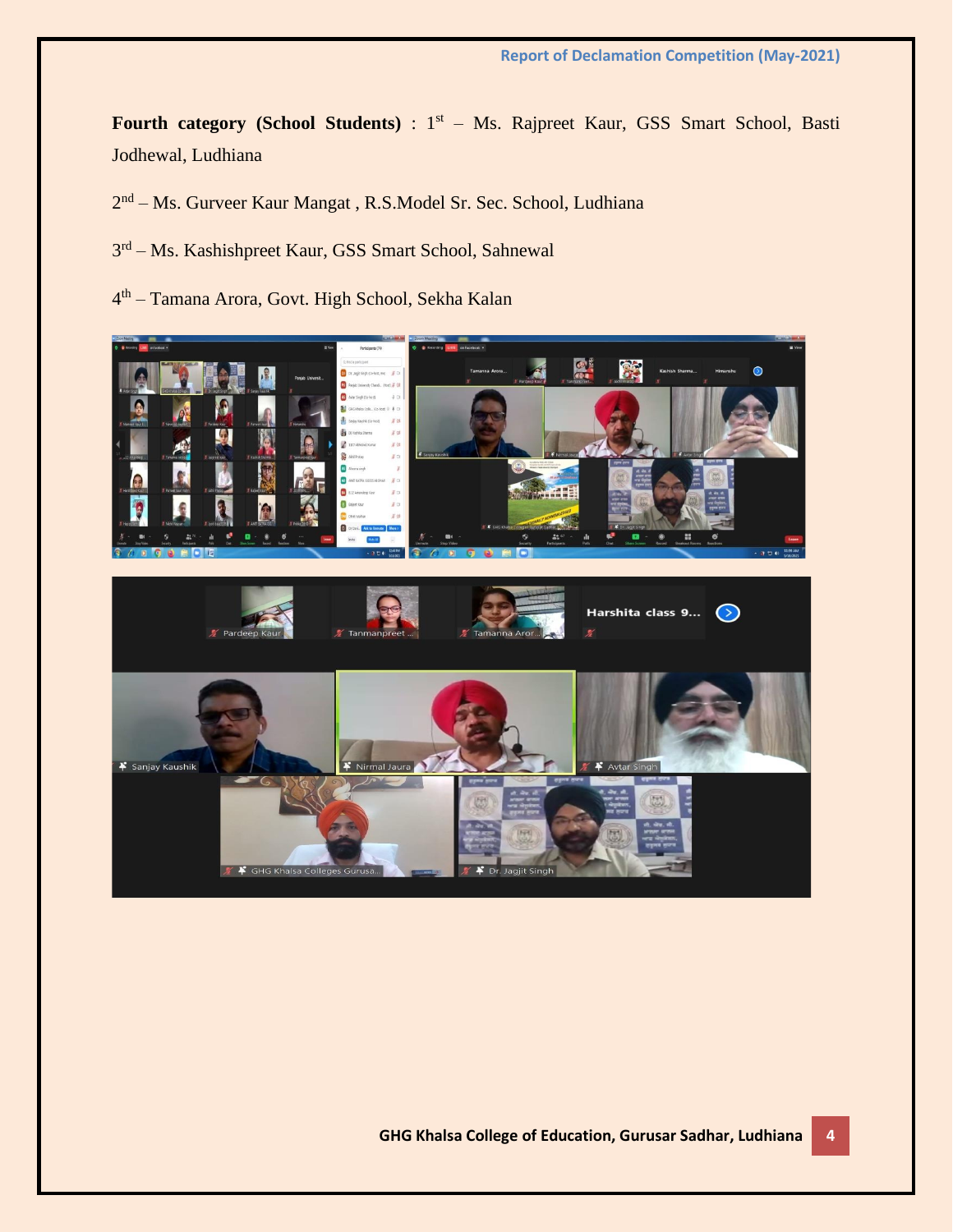**Fourth category (School Students)** : 1st – Ms. Rajpreet Kaur, GSS Smart School, Basti Jodhewal, Ludhiana

2nd – Ms. Gurveer Kaur Mangat , R.S.Model Sr. Sec. School, Ludhiana

3rd – Ms. Kashishpreet Kaur, GSS Smart School, Sahnewal

4th – Tamana Arora, Govt. High School, Sekha Kalan